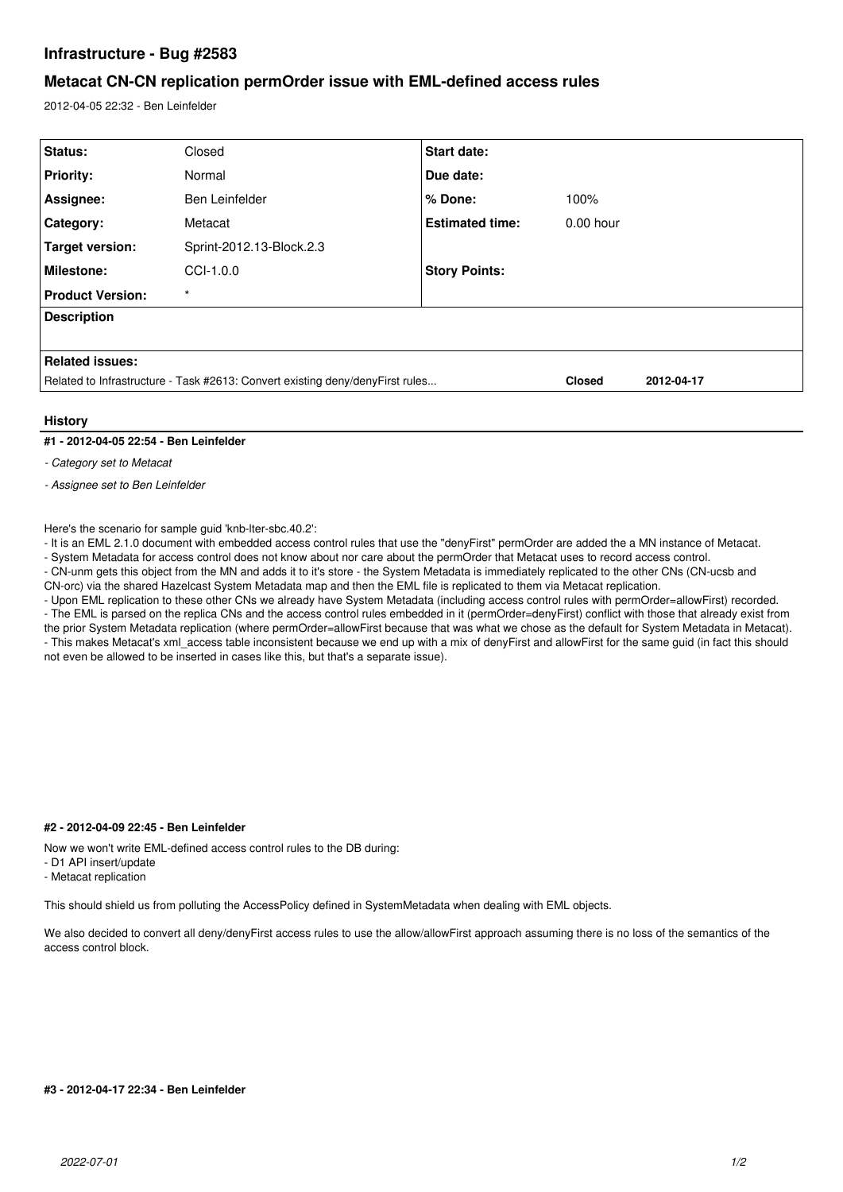# Infrastructure - Bug #2583

## Metacat CN-CN replication permOrder issue with EML-defined access rules

2012-04-05 22:32 - Ben Leinfelder

| Status: | Closed | Start date: | |
|---|---|---|---|
| Priority: | Normal | Due date: | |
| Assignee: | Ben Leinfelder | % Done: | 100% |
| Category: | Metacat | Estimated time: | 0.00 hour |
| Target version: | Sprint-2012.13-Block.2.3 | | |
| Milestone: | CCI-1.0.0 | Story Points: | |
| Product Version: | * | | |

**Description**

**Related issues:**

| Related to Infrastructure - Task #2613: Convert existing deny/denyFirst rules... | Closed | 2012-04-17 |
|---|---|---|

## History

### #1 - 2012-04-05 22:54 - Ben Leinfelder

- *Category set to Metacat*
- *Assignee set to Ben Leinfelder*

Here's the scenario for sample guid 'knb-lter-sbc.40.2':
- It is an EML 2.1.0 document with embedded access control rules that use the "denyFirst" permOrder are added the a MN instance of Metacat.
- System Metadata for access control does not know about nor care about the permOrder that Metacat uses to record access control.
- CN-unm gets this object from the MN and adds it to it's store - the System Metadata is immediately replicated to the other CNs (CN-ucsb and CN-orc) via the shared Hazelcast System Metadata map and then the EML file is replicated to them via Metacat replication.
- Upon EML replication to these other CNs we already have System Metadata (including access control rules with permOrder=allowFirst) recorded.
- The EML is parsed on the replica CNs and the access control rules embedded in it (permOrder=denyFirst) conflict with those that already exist from the prior System Metadata replication (where permOrder=allowFirst because that was what we chose as the default for System Metadata in Metacat).
- This makes Metacat's xml_access table inconsistent because we end up with a mix of denyFirst and allowFirst for the same guid (in fact this should not even be allowed to be inserted in cases like this, but that's a separate issue).

### #2 - 2012-04-09 22:45 - Ben Leinfelder

Now we won't write EML-defined access control rules to the DB during:
- D1 API insert/update
- Metacat replication

This should shield us from polluting the AccessPolicy defined in SystemMetadata when dealing with EML objects.

We also decided to convert all deny/denyFirst access rules to use the allow/allowFirst approach assuming there is no loss of the semantics of the access control block.

### #3 - 2012-04-17 22:34 - Ben Leinfelder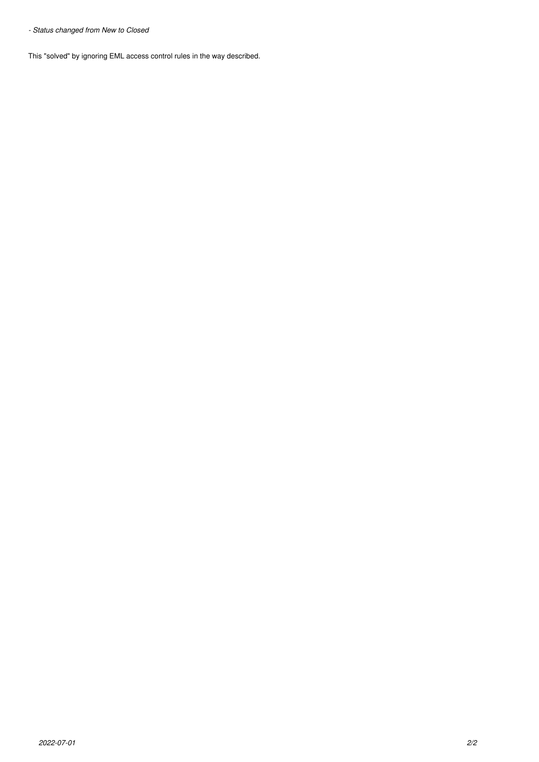- *Status changed from New to Closed*

This "solved" by ignoring EML access control rules in the way described.